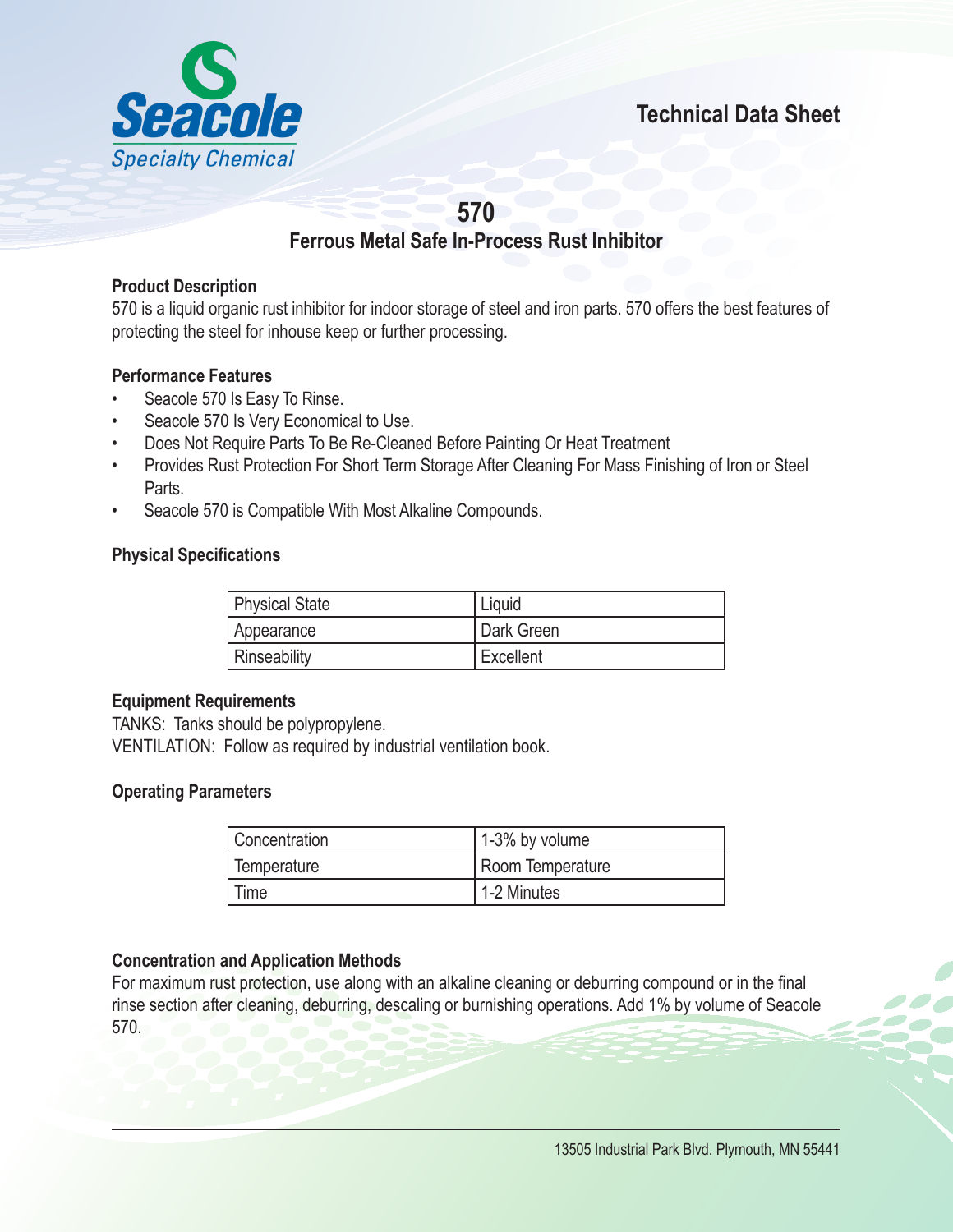Seacole

Specialty Chemical

Technical Data Sheet

# 570

## Ferrous Metal Safe In-Process Rust Inhibitor

### Product Description

570 is a liquid organic rust inhibitor for indoor storage of steel and iron parts. 570 offers the best features of protecting the steel for inhouse keep or further processing.

### Performance Features

- Seacole 570 Is Easy To Rinse.
- Seacole 570 Is Very Economical to Use.
- Does Not Require Parts To Be Re-Cleaned Before Painting Or Heat Treatment
- Provides Rust Protection For Short Term Storage After Cleaning For Mass Finishing of Iron or Steel Parts.
- Seacole 570 is Compatible With Most Alkaline Compounds.

### Physical Specifications

| Physical State | Liquid |
|---|---|
| Appearance | Dark Green |
| Rinseability | Excellent |

### Equipment Requirements

TANKS: Tanks should be polypropylene.
VENTILATION: Follow as required by industrial ventilation book.

### Operating Parameters

| Concentration | 1-3% by volume |
|---|---|
| Temperature | Room Temperature |
| Time | 1-2 Minutes |

### Concentration and Application Methods

For maximum rust protection, use along with an alkaline cleaning or deburring compound or in the final rinse section after cleaning, deburring, descaling or burnishing operations. Add 1% by volume of Seacole 570.

13505 Industrial Park Blvd. Plymouth, MN 55441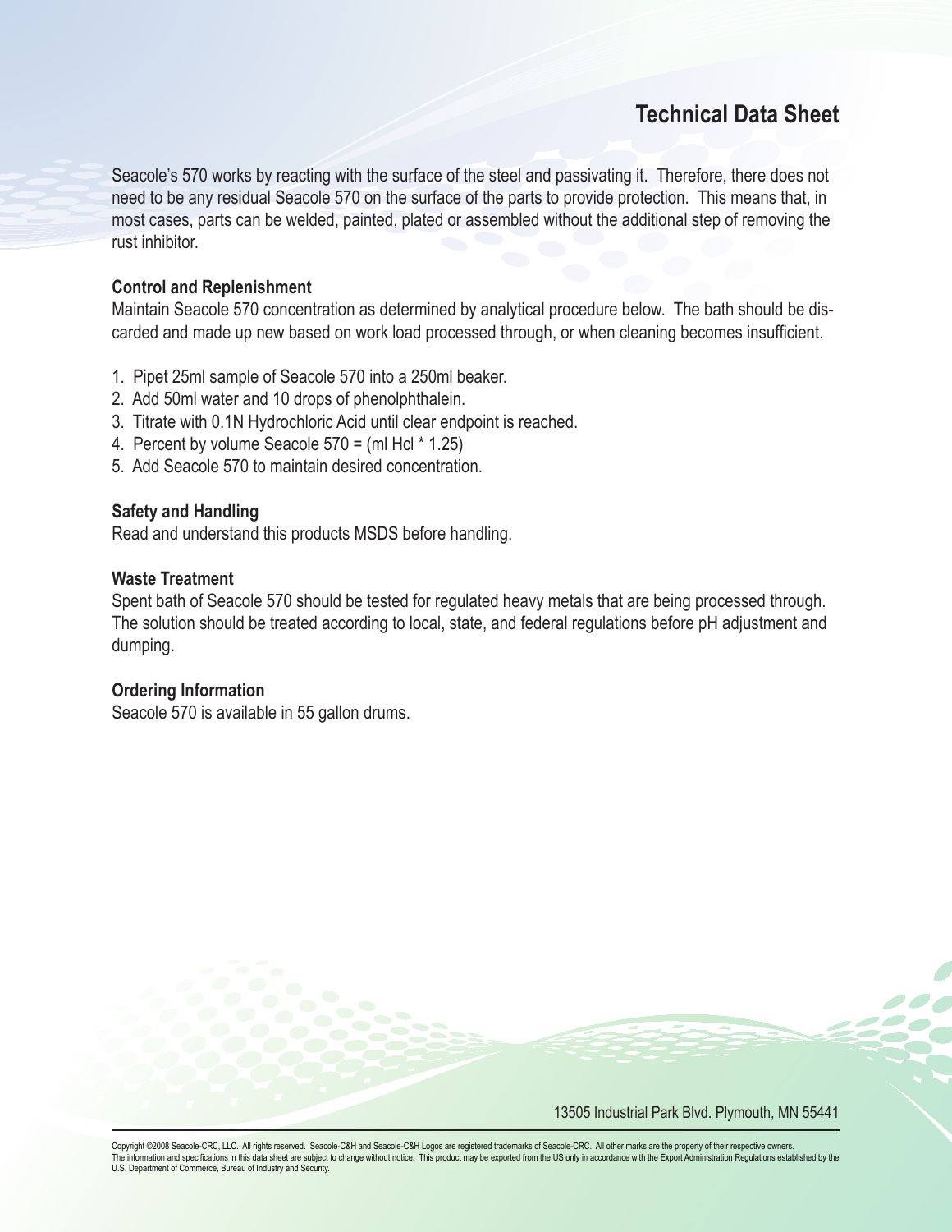# Technical Data Sheet

Seacole's 570 works by reacting with the surface of the steel and passivating it. Therefore, there does not need to be any residual Seacole 570 on the surface of the parts to provide protection. This means that, in most cases, parts can be welded, painted, plated or assembled without the additional step of removing the rust inhibitor.

**Control and Replenishment**

Maintain Seacole 570 concentration as determined by analytical procedure below. The bath should be discarded and made up new based on work load processed through, or when cleaning becomes insufficient.

1. Pipet 25ml sample of Seacole 570 into a 250ml beaker.
2. Add 50ml water and 10 drops of phenolphthalein.
3. Titrate with 0.1N Hydrochloric Acid until clear endpoint is reached.
4. Percent by volume Seacole 570 = (ml Hcl * 1.25)
5. Add Seacole 570 to maintain desired concentration.

**Safety and Handling**

Read and understand this products MSDS before handling.

**Waste Treatment**

Spent bath of Seacole 570 should be tested for regulated heavy metals that are being processed through. The solution should be treated according to local, state, and federal regulations before pH adjustment and dumping.

**Ordering Information**

Seacole 570 is available in 55 gallon drums.

13505 Industrial Park Blvd. Plymouth, MN 55441

Copyright ©2008 Seacole-CRC, LLC. All rights reserved. Seacole-C&H and Seacole-C&H Logos are registered trademarks of Seacole-CRC. All other marks are the property of their respective owners. The information and specifications in this data sheet are subject to change without notice. This product may be exported from the US only in accordance with the Export Administration Regulations established by the U.S. Department of Commerce, Bureau of Industry and Security.